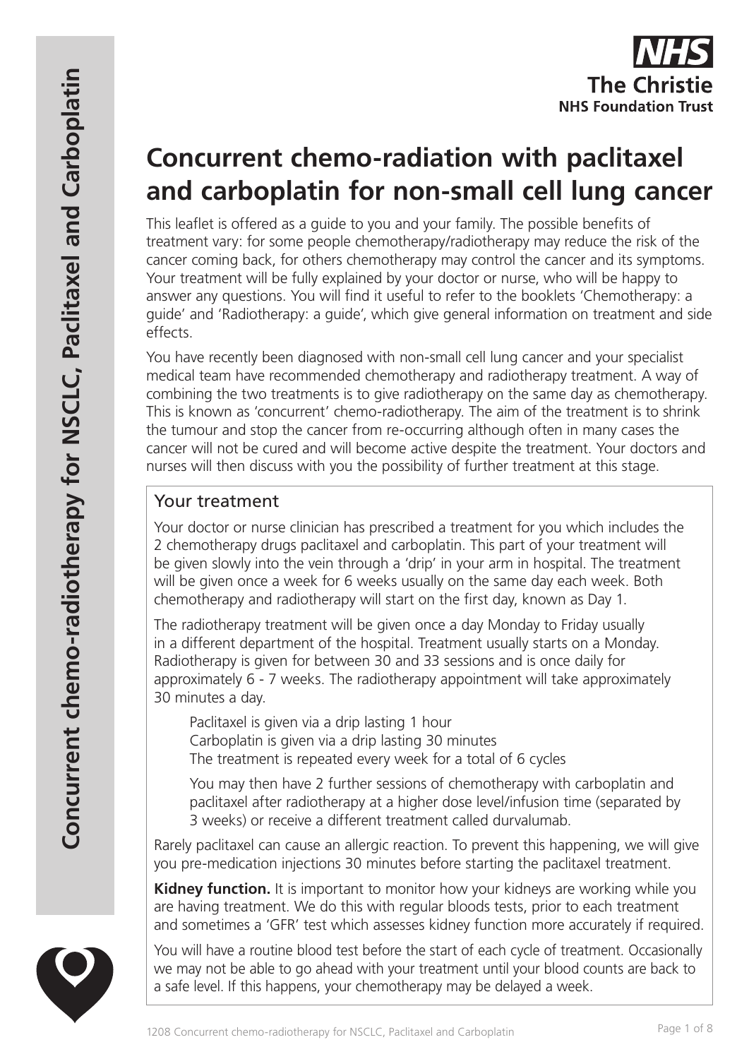# Concurrent chemo-radiation with paclitaxel and carboplatin for non-small cell lung cancer

This leaflet is offered as a guide to you and your family. The possible benefits of treatment vary: for some people chemotherapy/radiotherapy may reduce the risk of the cancer coming back, for others chemotherapy may control the cancer and its symptoms. Your treatment will be fully explained by your doctor or nurse, who will be happy to answer any questions. You will find it useful to refer to the booklets 'Chemotherapy: a guide' and 'Radiotherapy: a guide', which give general information on treatment and side effects.

You have recently been diagnosed with non-small cell lung cancer and your specialist medical team have recommended chemotherapy and radiotherapy treatment. A way of combining the two treatments is to give radiotherapy on the same day as chemotherapy. This is known as 'concurrent' chemo-radiotherapy. The aim of the treatment is to shrink the tumour and stop the cancer from re-occurring although often in many cases the cancer will not be cured and will become active despite the treatment. Your doctors and nurses will then discuss with you the possibility of further treatment at this stage.

## Your treatment

Your doctor or nurse clinician has prescribed a treatment for you which includes the 2 chemotherapy drugs paclitaxel and carboplatin. This part of your treatment will be given slowly into the vein through a 'drip' in your arm in hospital. The treatment will be given once a week for 6 weeks usually on the same day each week. Both chemotherapy and radiotherapy will start on the first day, known as Day 1.

The radiotherapy treatment will be given once a day Monday to Friday usually in a different department of the hospital. Treatment usually starts on a Monday. Radiotherapy is given for between 30 and 33 sessions and is once daily for approximately 6 - 7 weeks. The radiotherapy appointment will take approximately 30 minutes a day.

> Paclitaxel is given via a drip lasting 1 hour
> Carboplatin is given via a drip lasting 30 minutes
> The treatment is repeated every week for a total of 6 cycles
>
> You may then have 2 further sessions of chemotherapy with carboplatin and paclitaxel after radiotherapy at a higher dose level/infusion time (separated by 3 weeks) or receive a different treatment called durvalumab.

Rarely paclitaxel can cause an allergic reaction. To prevent this happening, we will give you pre-medication injections 30 minutes before starting the paclitaxel treatment.

**Kidney function.** It is important to monitor how your kidneys are working while you are having treatment. We do this with regular bloods tests, prior to each treatment and sometimes a 'GFR' test which assesses kidney function more accurately if required.

You will have a routine blood test before the start of each cycle of treatment. Occasionally we may not be able to go ahead with your treatment until your blood counts are back to a safe level. If this happens, your chemotherapy may be delayed a week.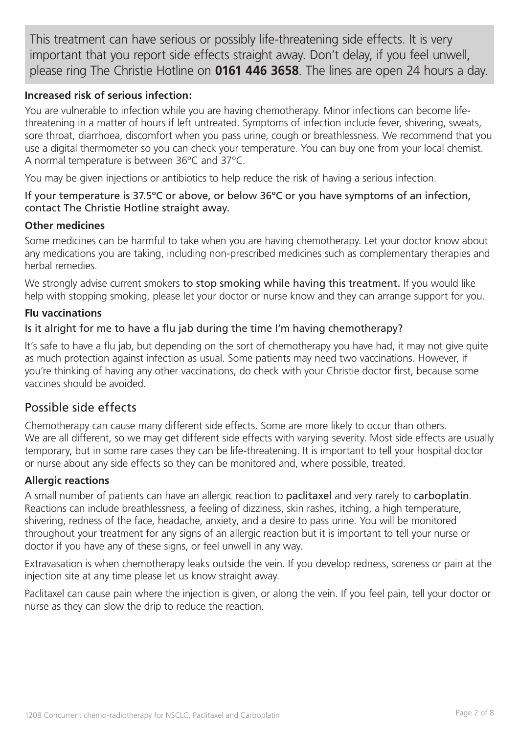This treatment can have serious or possibly life-threatening side effects. It is very important that you report side effects straight away. Don't delay, if you feel unwell, please ring The Christie Hotline on **0161 446 3658**. The lines are open 24 hours a day.

### Increased risk of serious infection:

You are vulnerable to infection while you are having chemotherapy. Minor infections can become life-threatening in a matter of hours if left untreated. Symptoms of infection include fever, shivering, sweats, sore throat, diarrhoea, discomfort when you pass urine, cough or breathlessness. We recommend that you use a digital thermometer so you can check your temperature. You can buy one from your local chemist. A normal temperature is between 36ºC and 37ºC.

You may be given injections or antibiotics to help reduce the risk of having a serious infection.

If your temperature is 37.5ºC or above, or below 36ºC or you have symptoms of an infection, contact The Christie Hotline straight away.

### Other medicines

Some medicines can be harmful to take when you are having chemotherapy. Let your doctor know about any medications you are taking, including non-prescribed medicines such as complementary therapies and herbal remedies.

We strongly advise current smokers to stop smoking while having this treatment. If you would like help with stopping smoking, please let your doctor or nurse know and they can arrange support for you.

### Flu vaccinations

Is it alright for me to have a flu jab during the time I'm having chemotherapy?

It's safe to have a flu jab, but depending on the sort of chemotherapy you have had, it may not give quite as much protection against infection as usual. Some patients may need two vaccinations. However, if you're thinking of having any other vaccinations, do check with your Christie doctor first, because some vaccines should be avoided.

## Possible side effects

Chemotherapy can cause many different side effects. Some are more likely to occur than others. We are all different, so we may get different side effects with varying severity. Most side effects are usually temporary, but in some rare cases they can be life-threatening. It is important to tell your hospital doctor or nurse about any side effects so they can be monitored and, where possible, treated.

### Allergic reactions

A small number of patients can have an allergic reaction to paclitaxel and very rarely to carboplatin. Reactions can include breathlessness, a feeling of dizziness, skin rashes, itching, a high temperature, shivering, redness of the face, headache, anxiety, and a desire to pass urine. You will be monitored throughout your treatment for any signs of an allergic reaction but it is important to tell your nurse or doctor if you have any of these signs, or feel unwell in any way.

Extravasation is when chemotherapy leaks outside the vein. If you develop redness, soreness or pain at the injection site at any time please let us know straight away.

Paclitaxel can cause pain where the injection is given, or along the vein. If you feel pain, tell your doctor or nurse as they can slow the drip to reduce the reaction.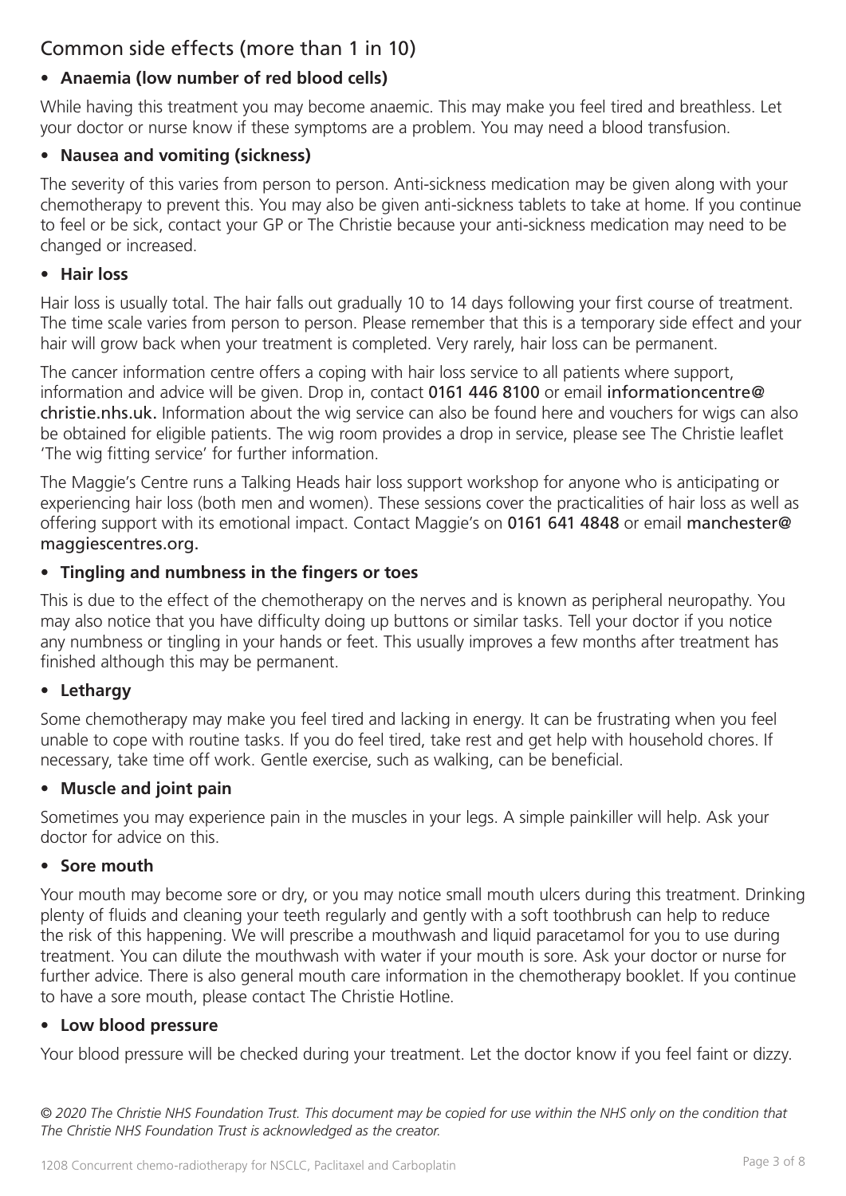## Common side effects (more than 1 in 10)

- **Anaemia (low number of red blood cells)**

While having this treatment you may become anaemic. This may make you feel tired and breathless. Let your doctor or nurse know if these symptoms are a problem. You may need a blood transfusion.

- **Nausea and vomiting (sickness)**

The severity of this varies from person to person. Anti-sickness medication may be given along with your chemotherapy to prevent this. You may also be given anti-sickness tablets to take at home. If you continue to feel or be sick, contact your GP or The Christie because your anti-sickness medication may need to be changed or increased.

- **Hair loss**

Hair loss is usually total. The hair falls out gradually 10 to 14 days following your first course of treatment. The time scale varies from person to person. Please remember that this is a temporary side effect and your hair will grow back when your treatment is completed. Very rarely, hair loss can be permanent.

The cancer information centre offers a coping with hair loss service to all patients where support, information and advice will be given. Drop in, contact 0161 446 8100 or email informationcentre@christie.nhs.uk. Information about the wig service can also be found here and vouchers for wigs can also be obtained for eligible patients. The wig room provides a drop in service, please see The Christie leaflet 'The wig fitting service' for further information.

The Maggie's Centre runs a Talking Heads hair loss support workshop for anyone who is anticipating or experiencing hair loss (both men and women). These sessions cover the practicalities of hair loss as well as offering support with its emotional impact. Contact Maggie's on 0161 641 4848 or email manchester@maggiescentres.org.

- **Tingling and numbness in the fingers or toes**

This is due to the effect of the chemotherapy on the nerves and is known as peripheral neuropathy. You may also notice that you have difficulty doing up buttons or similar tasks. Tell your doctor if you notice any numbness or tingling in your hands or feet. This usually improves a few months after treatment has finished although this may be permanent.

- **Lethargy**

Some chemotherapy may make you feel tired and lacking in energy. It can be frustrating when you feel unable to cope with routine tasks. If you do feel tired, take rest and get help with household chores. If necessary, take time off work. Gentle exercise, such as walking, can be beneficial.

- **Muscle and joint pain**

Sometimes you may experience pain in the muscles in your legs. A simple painkiller will help. Ask your doctor for advice on this.

- **Sore mouth**

Your mouth may become sore or dry, or you may notice small mouth ulcers during this treatment. Drinking plenty of fluids and cleaning your teeth regularly and gently with a soft toothbrush can help to reduce the risk of this happening. We will prescribe a mouthwash and liquid paracetamol for you to use during treatment. You can dilute the mouthwash with water if your mouth is sore. Ask your doctor or nurse for further advice. There is also general mouth care information in the chemotherapy booklet. If you continue to have a sore mouth, please contact The Christie Hotline.

- **Low blood pressure**

Your blood pressure will be checked during your treatment. Let the doctor know if you feel faint or dizzy.

*© 2020 The Christie NHS Foundation Trust. This document may be copied for use within the NHS only on the condition that The Christie NHS Foundation Trust is acknowledged as the creator.*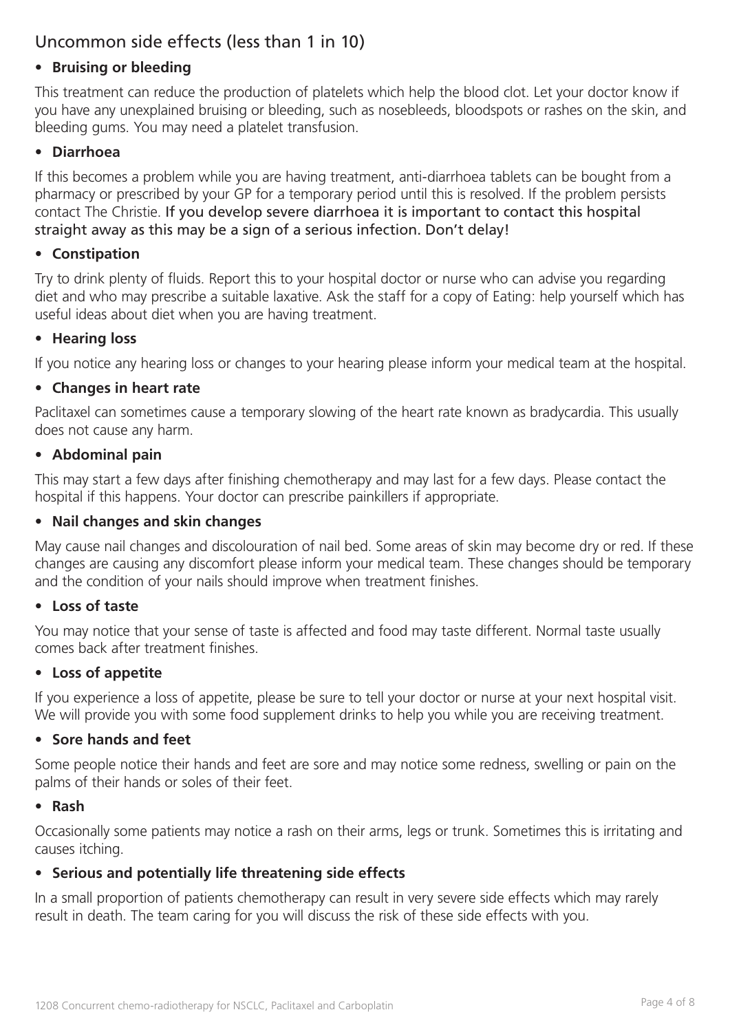## Uncommon side effects (less than 1 in 10)

- **Bruising or bleeding**

This treatment can reduce the production of platelets which help the blood clot. Let your doctor know if you have any unexplained bruising or bleeding, such as nosebleeds, bloodspots or rashes on the skin, and bleeding gums. You may need a platelet transfusion.

- **Diarrhoea**

If this becomes a problem while you are having treatment, anti-diarrhoea tablets can be bought from a pharmacy or prescribed by your GP for a temporary period until this is resolved. If the problem persists contact The Christie. If you develop severe diarrhoea it is important to contact this hospital straight away as this may be a sign of a serious infection. Don't delay!

- **Constipation**

Try to drink plenty of fluids. Report this to your hospital doctor or nurse who can advise you regarding diet and who may prescribe a suitable laxative. Ask the staff for a copy of Eating: help yourself which has useful ideas about diet when you are having treatment.

- **Hearing loss**

If you notice any hearing loss or changes to your hearing please inform your medical team at the hospital.

- **Changes in heart rate**

Paclitaxel can sometimes cause a temporary slowing of the heart rate known as bradycardia. This usually does not cause any harm.

- **Abdominal pain**

This may start a few days after finishing chemotherapy and may last for a few days. Please contact the hospital if this happens. Your doctor can prescribe painkillers if appropriate.

- **Nail changes and skin changes**

May cause nail changes and discolouration of nail bed. Some areas of skin may become dry or red. If these changes are causing any discomfort please inform your medical team. These changes should be temporary and the condition of your nails should improve when treatment finishes.

- **Loss of taste**

You may notice that your sense of taste is affected and food may taste different. Normal taste usually comes back after treatment finishes.

- **Loss of appetite**

If you experience a loss of appetite, please be sure to tell your doctor or nurse at your next hospital visit. We will provide you with some food supplement drinks to help you while you are receiving treatment.

- **Sore hands and feet**

Some people notice their hands and feet are sore and may notice some redness, swelling or pain on the palms of their hands or soles of their feet.

- **Rash**

Occasionally some patients may notice a rash on their arms, legs or trunk. Sometimes this is irritating and causes itching.

- **Serious and potentially life threatening side effects**

In a small proportion of patients chemotherapy can result in very severe side effects which may rarely result in death. The team caring for you will discuss the risk of these side effects with you.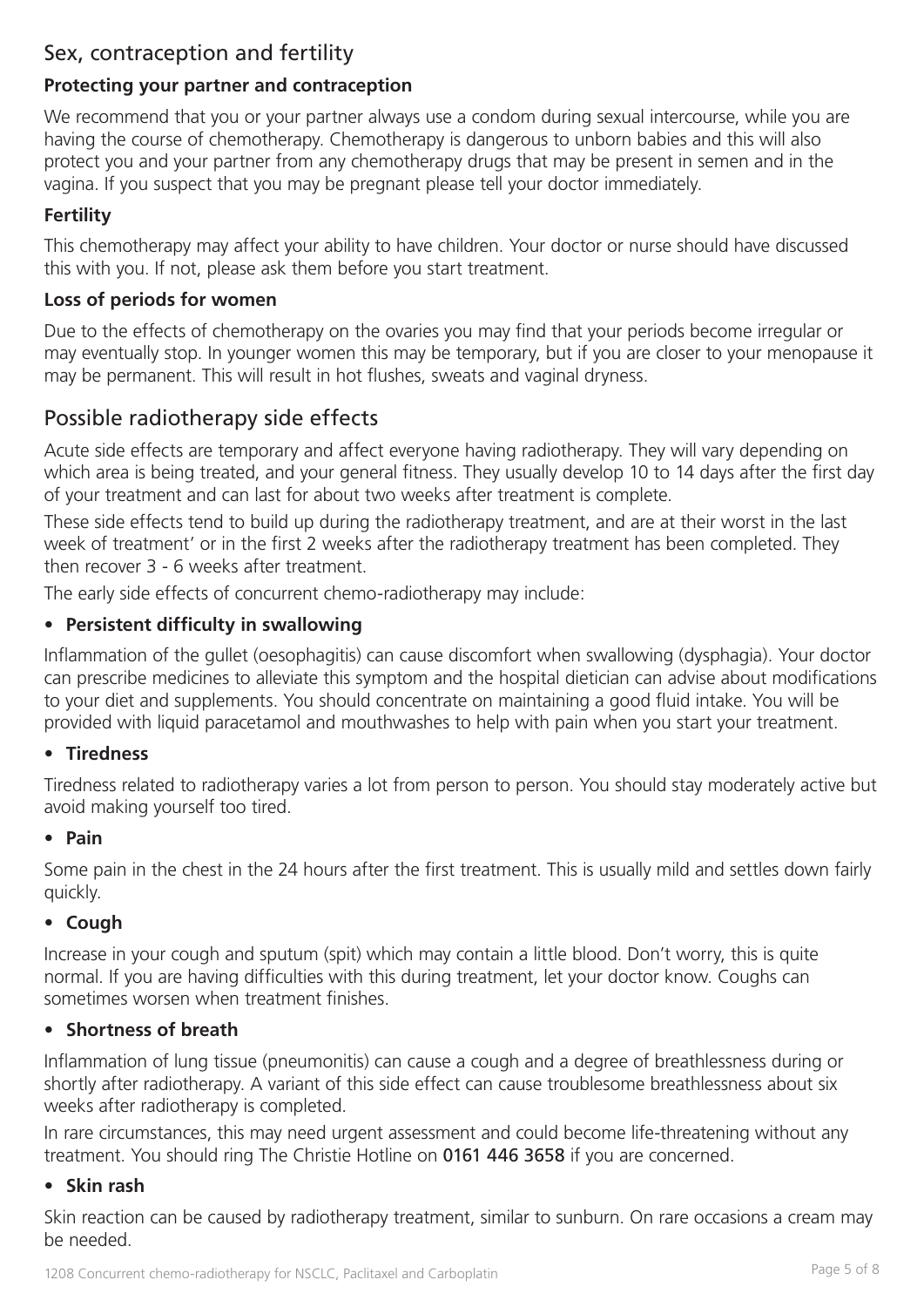## Sex, contraception and fertility

### Protecting your partner and contraception

We recommend that you or your partner always use a condom during sexual intercourse, while you are having the course of chemotherapy. Chemotherapy is dangerous to unborn babies and this will also protect you and your partner from any chemotherapy drugs that may be present in semen and in the vagina. If you suspect that you may be pregnant please tell your doctor immediately.

### Fertility

This chemotherapy may affect your ability to have children. Your doctor or nurse should have discussed this with you. If not, please ask them before you start treatment.

### Loss of periods for women

Due to the effects of chemotherapy on the ovaries you may find that your periods become irregular or may eventually stop. In younger women this may be temporary, but if you are closer to your menopause it may be permanent. This will result in hot flushes, sweats and vaginal dryness.

## Possible radiotherapy side effects

Acute side effects are temporary and affect everyone having radiotherapy. They will vary depending on which area is being treated, and your general fitness. They usually develop 10 to 14 days after the first day of your treatment and can last for about two weeks after treatment is complete.

These side effects tend to build up during the radiotherapy treatment, and are at their worst in the last week of treatment' or in the first 2 weeks after the radiotherapy treatment has been completed. They then recover 3 - 6 weeks after treatment.

The early side effects of concurrent chemo-radiotherapy may include:

- **Persistent difficulty in swallowing**

Inflammation of the gullet (oesophagitis) can cause discomfort when swallowing (dysphagia). Your doctor can prescribe medicines to alleviate this symptom and the hospital dietician can advise about modifications to your diet and supplements. You should concentrate on maintaining a good fluid intake. You will be provided with liquid paracetamol and mouthwashes to help with pain when you start your treatment.

- **Tiredness**

Tiredness related to radiotherapy varies a lot from person to person. You should stay moderately active but avoid making yourself too tired.

- **Pain**

Some pain in the chest in the 24 hours after the first treatment. This is usually mild and settles down fairly quickly.

- **Cough**

Increase in your cough and sputum (spit) which may contain a little blood. Don't worry, this is quite normal. If you are having difficulties with this during treatment, let your doctor know. Coughs can sometimes worsen when treatment finishes.

- **Shortness of breath**

Inflammation of lung tissue (pneumonitis) can cause a cough and a degree of breathlessness during or shortly after radiotherapy. A variant of this side effect can cause troublesome breathlessness about six weeks after radiotherapy is completed.

In rare circumstances, this may need urgent assessment and could become life-threatening without any treatment. You should ring The Christie Hotline on 0161 446 3658 if you are concerned.

- **Skin rash**

Skin reaction can be caused by radiotherapy treatment, similar to sunburn. On rare occasions a cream may be needed.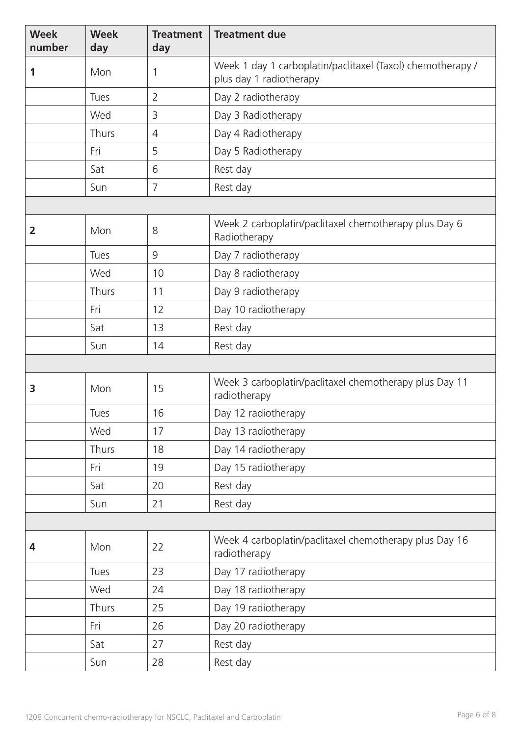| Week number | Week day | Treatment day | Treatment due |
|---|---|---|---|
| **1** | Mon | 1 | Week 1 day 1 carboplatin/paclitaxel (Taxol) chemotherapy / plus day 1 radiotherapy |
| | Tues | 2 | Day 2 radiotherapy |
| | Wed | 3 | Day 3 Radiotherapy |
| | Thurs | 4 | Day 4 Radiotherapy |
| | Fri | 5 | Day 5 Radiotherapy |
| | Sat | 6 | Rest day |
| | Sun | 7 | Rest day |
| | | | |
| **2** | Mon | 8 | Week 2 carboplatin/paclitaxel chemotherapy plus Day 6 Radiotherapy |
| | Tues | 9 | Day 7 radiotherapy |
| | Wed | 10 | Day 8 radiotherapy |
| | Thurs | 11 | Day 9 radiotherapy |
| | Fri | 12 | Day 10 radiotherapy |
| | Sat | 13 | Rest day |
| | Sun | 14 | Rest day |
| | | | |
| **3** | Mon | 15 | Week 3 carboplatin/paclitaxel chemotherapy plus Day 11 radiotherapy |
| | Tues | 16 | Day 12 radiotherapy |
| | Wed | 17 | Day 13 radiotherapy |
| | Thurs | 18 | Day 14 radiotherapy |
| | Fri | 19 | Day 15 radiotherapy |
| | Sat | 20 | Rest day |
| | Sun | 21 | Rest day |
| | | | |
| **4** | Mon | 22 | Week 4 carboplatin/paclitaxel chemotherapy plus Day 16 radiotherapy |
| | Tues | 23 | Day 17 radiotherapy |
| | Wed | 24 | Day 18 radiotherapy |
| | Thurs | 25 | Day 19 radiotherapy |
| | Fri | 26 | Day 20 radiotherapy |
| | Sat | 27 | Rest day |
| | Sun | 28 | Rest day |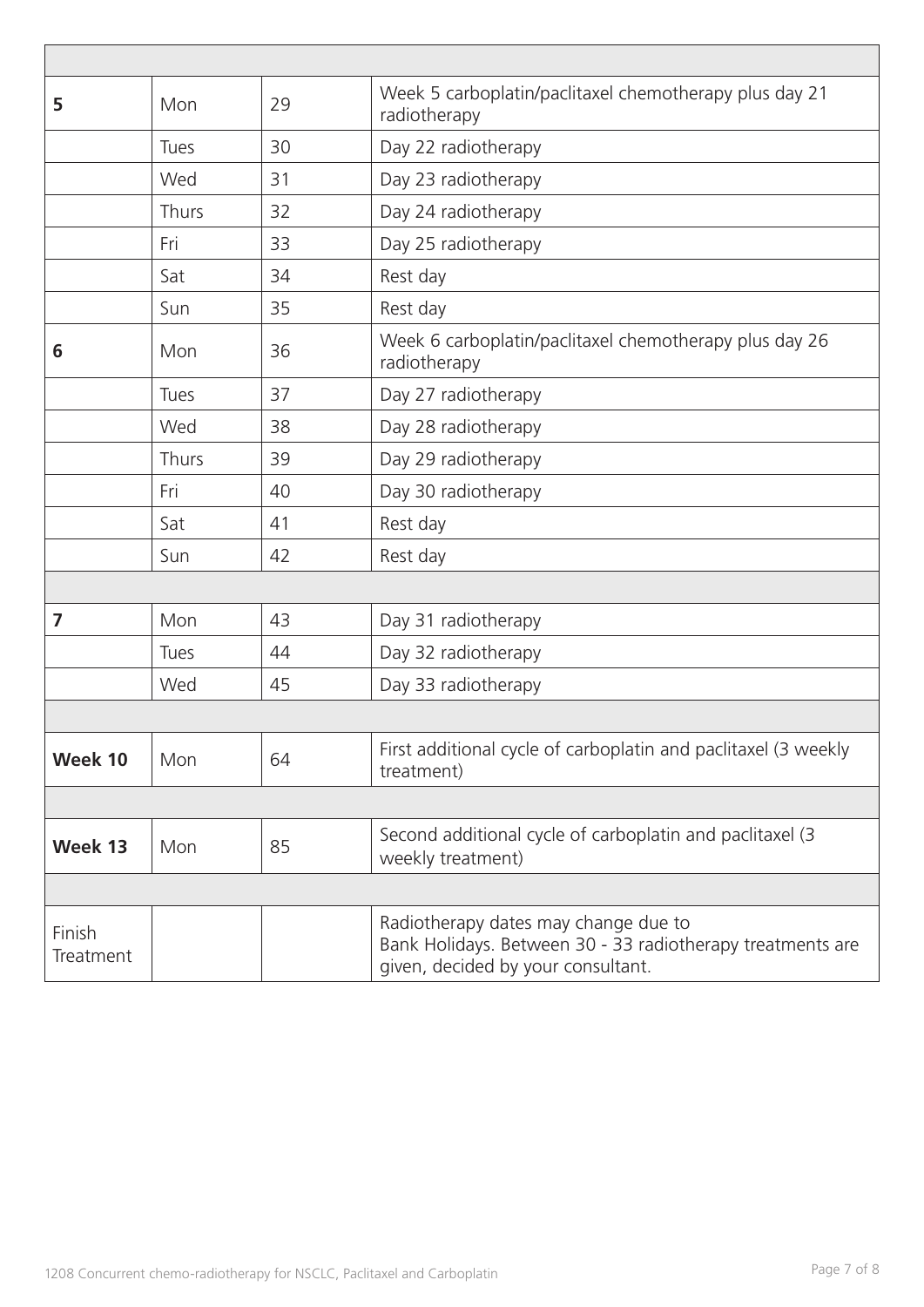| | | | |
|---|---|---|---|
| **5** | Mon | 29 | Week 5 carboplatin/paclitaxel chemotherapy plus day 21 radiotherapy |
| | Tues | 30 | Day 22 radiotherapy |
| | Wed | 31 | Day 23 radiotherapy |
| | Thurs | 32 | Day 24 radiotherapy |
| | Fri | 33 | Day 25 radiotherapy |
| | Sat | 34 | Rest day |
| | Sun | 35 | Rest day |
| **6** | Mon | 36 | Week 6 carboplatin/paclitaxel chemotherapy plus day 26 radiotherapy |
| | Tues | 37 | Day 27 radiotherapy |
| | Wed | 38 | Day 28 radiotherapy |
| | Thurs | 39 | Day 29 radiotherapy |
| | Fri | 40 | Day 30 radiotherapy |
| | Sat | 41 | Rest day |
| | Sun | 42 | Rest day |
| | | | |
| **7** | Mon | 43 | Day 31 radiotherapy |
| | Tues | 44 | Day 32 radiotherapy |
| | Wed | 45 | Day 33 radiotherapy |
| | | | |
| **Week 10** | Mon | 64 | First additional cycle of carboplatin and paclitaxel (3 weekly treatment) |
| | | | |
| **Week 13** | Mon | 85 | Second additional cycle of carboplatin and paclitaxel (3 weekly treatment) |
| | | | |
| Finish Treatment | | | Radiotherapy dates may change due to Bank Holidays. Between 30 - 33 radiotherapy treatments are given, decided by your consultant. |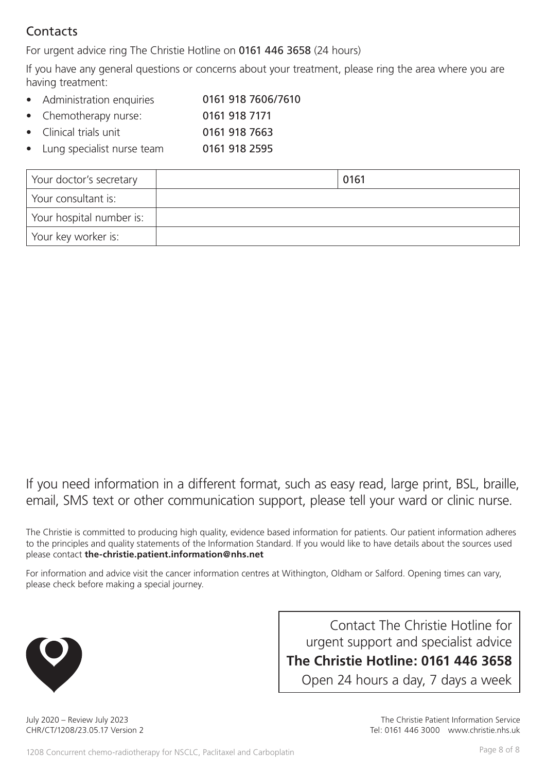## Contacts

For urgent advice ring The Christie Hotline on 0161 446 3658 (24 hours)

If you have any general questions or concerns about your treatment, please ring the area where you are having treatment:

- Administration enquiries 0161 918 7606/7610
- Chemotherapy nurse: 0161 918 7171
- Clinical trials unit 0161 918 7663
- Lung specialist nurse team 0161 918 2595

| | | |
|---|---|---|
| Your doctor's secretary | | 0161 |
| Your consultant is: | | |
| Your hospital number is: | | |
| Your key worker is: | | |

If you need information in a different format, such as easy read, large print, BSL, braille, email, SMS text or other communication support, please tell your ward or clinic nurse.

The Christie is committed to producing high quality, evidence based information for patients. Our patient information adheres to the principles and quality statements of the Information Standard. If you would like to have details about the sources used please contact **the-christie.patient.information@nhs.net**

For information and advice visit the cancer information centres at Withington, Oldham or Salford. Opening times can vary, please check before making a special journey.

Contact The Christie Hotline for urgent support and specialist advice
**The Christie Hotline: 0161 446 3658**
Open 24 hours a day, 7 days a week

July 2020 – Review July 2023
CHR/CT/1208/23.05.17 Version 2

The Christie Patient Information Service
Tel: 0161 446 3000 www.christie.nhs.uk